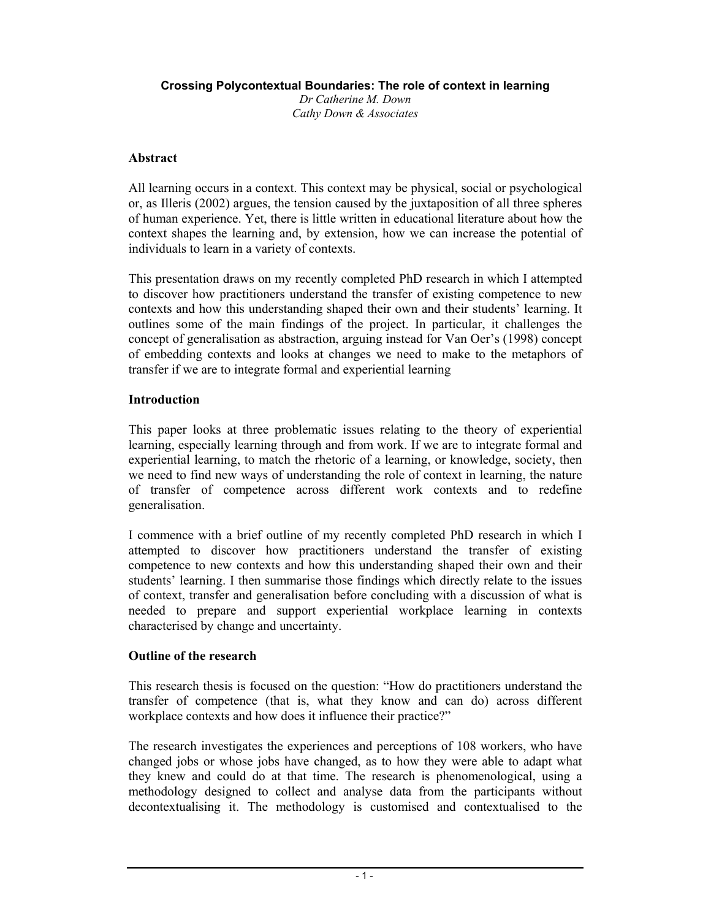**Crossing Polycontextual Boundaries: The role of context in learning**

*Dr Catherine M. Down*
*Cathy Down & Associates*

## Abstract

All learning occurs in a context. This context may be physical, social or psychological or, as Illeris (2002) argues, the tension caused by the juxtaposition of all three spheres of human experience. Yet, there is little written in educational literature about how the context shapes the learning and, by extension, how we can increase the potential of individuals to learn in a variety of contexts.

This presentation draws on my recently completed PhD research in which I attempted to discover how practitioners understand the transfer of existing competence to new contexts and how this understanding shaped their own and their students' learning. It outlines some of the main findings of the project. In particular, it challenges the concept of generalisation as abstraction, arguing instead for Van Oer's (1998) concept of embedding contexts and looks at changes we need to make to the metaphors of transfer if we are to integrate formal and experiential learning

## Introduction

This paper looks at three problematic issues relating to the theory of experiential learning, especially learning through and from work. If we are to integrate formal and experiential learning, to match the rhetoric of a learning, or knowledge, society, then we need to find new ways of understanding the role of context in learning, the nature of transfer of competence across different work contexts and to redefine generalisation.

I commence with a brief outline of my recently completed PhD research in which I attempted to discover how practitioners understand the transfer of existing competence to new contexts and how this understanding shaped their own and their students' learning. I then summarise those findings which directly relate to the issues of context, transfer and generalisation before concluding with a discussion of what is needed to prepare and support experiential workplace learning in contexts characterised by change and uncertainty.

## Outline of the research

This research thesis is focused on the question: "How do practitioners understand the transfer of competence (that is, what they know and can do) across different workplace contexts and how does it influence their practice?"

The research investigates the experiences and perceptions of 108 workers, who have changed jobs or whose jobs have changed, as to how they were able to adapt what they knew and could do at that time. The research is phenomenological, using a methodology designed to collect and analyse data from the participants without decontextualising it. The methodology is customised and contextualised to the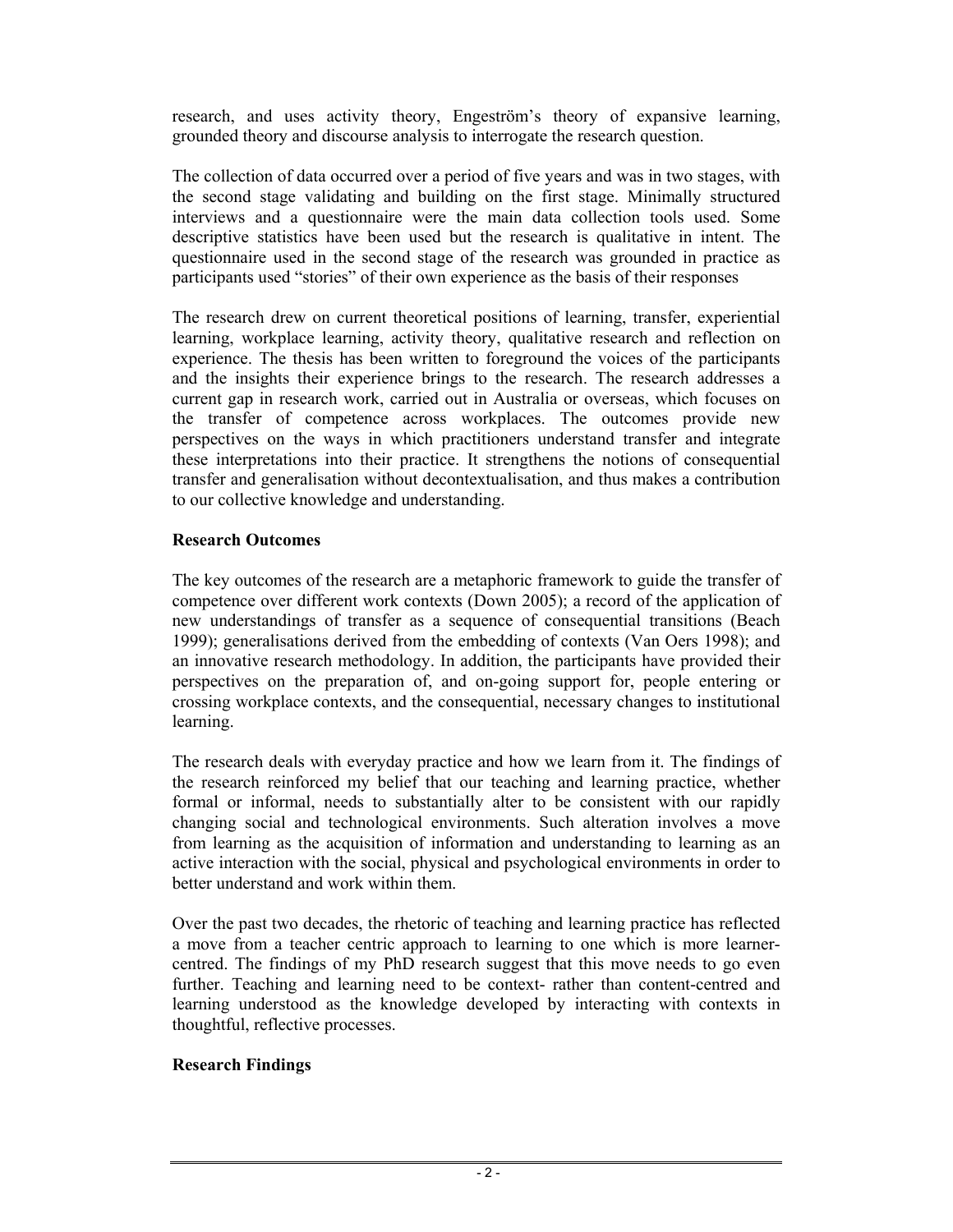research, and uses activity theory, Engeström's theory of expansive learning, grounded theory and discourse analysis to interrogate the research question.

The collection of data occurred over a period of five years and was in two stages, with the second stage validating and building on the first stage. Minimally structured interviews and a questionnaire were the main data collection tools used. Some descriptive statistics have been used but the research is qualitative in intent. The questionnaire used in the second stage of the research was grounded in practice as participants used "stories" of their own experience as the basis of their responses

The research drew on current theoretical positions of learning, transfer, experiential learning, workplace learning, activity theory, qualitative research and reflection on experience. The thesis has been written to foreground the voices of the participants and the insights their experience brings to the research. The research addresses a current gap in research work, carried out in Australia or overseas, which focuses on the transfer of competence across workplaces. The outcomes provide new perspectives on the ways in which practitioners understand transfer and integrate these interpretations into their practice. It strengthens the notions of consequential transfer and generalisation without decontextualisation, and thus makes a contribution to our collective knowledge and understanding.

## Research Outcomes

The key outcomes of the research are a metaphoric framework to guide the transfer of competence over different work contexts (Down 2005); a record of the application of new understandings of transfer as a sequence of consequential transitions (Beach 1999); generalisations derived from the embedding of contexts (Van Oers 1998); and an innovative research methodology. In addition, the participants have provided their perspectives on the preparation of, and on-going support for, people entering or crossing workplace contexts, and the consequential, necessary changes to institutional learning.

The research deals with everyday practice and how we learn from it. The findings of the research reinforced my belief that our teaching and learning practice, whether formal or informal, needs to substantially alter to be consistent with our rapidly changing social and technological environments. Such alteration involves a move from learning as the acquisition of information and understanding to learning as an active interaction with the social, physical and psychological environments in order to better understand and work within them.

Over the past two decades, the rhetoric of teaching and learning practice has reflected a move from a teacher centric approach to learning to one which is more learner-centred. The findings of my PhD research suggest that this move needs to go even further. Teaching and learning need to be context- rather than content-centred and learning understood as the knowledge developed by interacting with contexts in thoughtful, reflective processes.

## Research Findings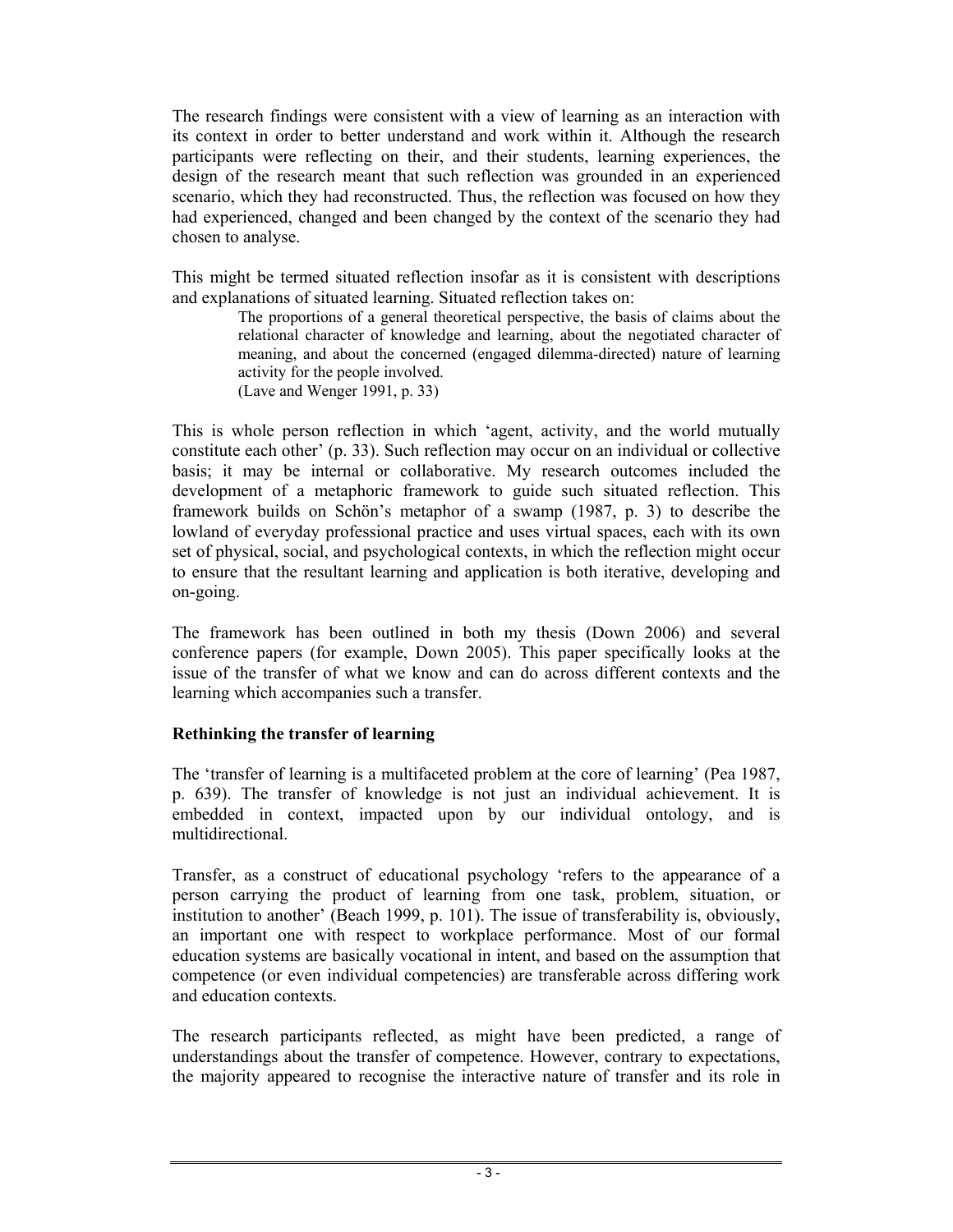The research findings were consistent with a view of learning as an interaction with its context in order to better understand and work within it. Although the research participants were reflecting on their, and their students, learning experiences, the design of the research meant that such reflection was grounded in an experienced scenario, which they had reconstructed. Thus, the reflection was focused on how they had experienced, changed and been changed by the context of the scenario they had chosen to analyse.

This might be termed situated reflection insofar as it is consistent with descriptions and explanations of situated learning. Situated reflection takes on:

> The proportions of a general theoretical perspective, the basis of claims about the relational character of knowledge and learning, about the negotiated character of meaning, and about the concerned (engaged dilemma-directed) nature of learning activity for the people involved.
> (Lave and Wenger 1991, p. 33)

This is whole person reflection in which 'agent, activity, and the world mutually constitute each other' (p. 33). Such reflection may occur on an individual or collective basis; it may be internal or collaborative. My research outcomes included the development of a metaphoric framework to guide such situated reflection. This framework builds on Schön's metaphor of a swamp (1987, p. 3) to describe the lowland of everyday professional practice and uses virtual spaces, each with its own set of physical, social, and psychological contexts, in which the reflection might occur to ensure that the resultant learning and application is both iterative, developing and on-going.

The framework has been outlined in both my thesis (Down 2006) and several conference papers (for example, Down 2005). This paper specifically looks at the issue of the transfer of what we know and can do across different contexts and the learning which accompanies such a transfer.

**Rethinking the transfer of learning**

The 'transfer of learning is a multifaceted problem at the core of learning' (Pea 1987, p. 639). The transfer of knowledge is not just an individual achievement. It is embedded in context, impacted upon by our individual ontology, and is multidirectional.

Transfer, as a construct of educational psychology 'refers to the appearance of a person carrying the product of learning from one task, problem, situation, or institution to another' (Beach 1999, p. 101). The issue of transferability is, obviously, an important one with respect to workplace performance. Most of our formal education systems are basically vocational in intent, and based on the assumption that competence (or even individual competencies) are transferable across differing work and education contexts.

The research participants reflected, as might have been predicted, a range of understandings about the transfer of competence. However, contrary to expectations, the majority appeared to recognise the interactive nature of transfer and its role in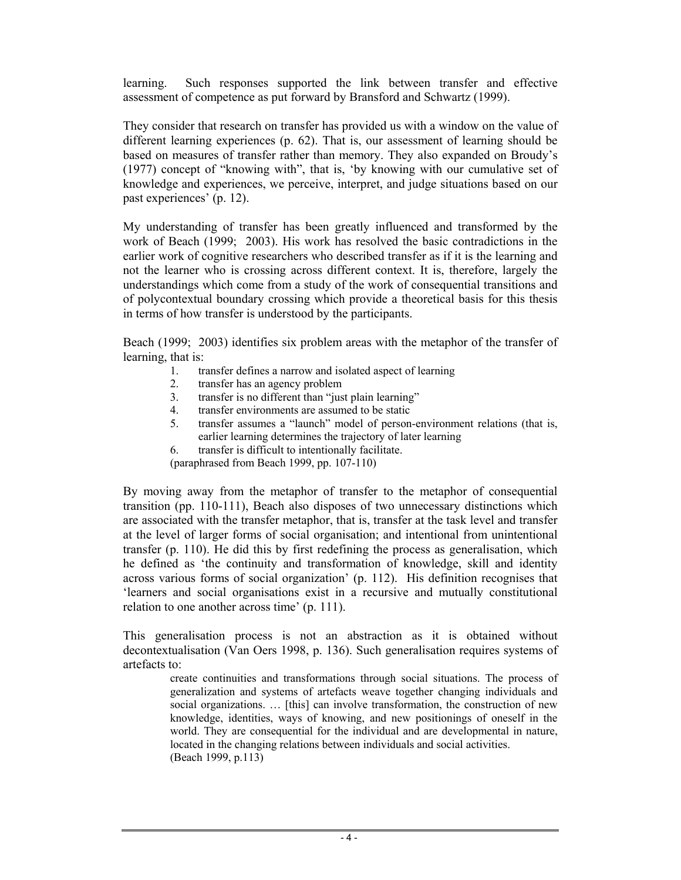learning. Such responses supported the link between transfer and effective assessment of competence as put forward by Bransford and Schwartz (1999).

They consider that research on transfer has provided us with a window on the value of different learning experiences (p. 62). That is, our assessment of learning should be based on measures of transfer rather than memory. They also expanded on Broudy's (1977) concept of "knowing with", that is, 'by knowing with our cumulative set of knowledge and experiences, we perceive, interpret, and judge situations based on our past experiences' (p. 12).

My understanding of transfer has been greatly influenced and transformed by the work of Beach (1999; 2003). His work has resolved the basic contradictions in the earlier work of cognitive researchers who described transfer as if it is the learning and not the learner who is crossing across different context. It is, therefore, largely the understandings which come from a study of the work of consequential transitions and of polycontextual boundary crossing which provide a theoretical basis for this thesis in terms of how transfer is understood by the participants.

Beach (1999; 2003) identifies six problem areas with the metaphor of the transfer of learning, that is:

1. transfer defines a narrow and isolated aspect of learning
2. transfer has an agency problem
3. transfer is no different than "just plain learning"
4. transfer environments are assumed to be static
5. transfer assumes a "launch" model of person-environment relations (that is, earlier learning determines the trajectory of later learning
6. transfer is difficult to intentionally facilitate.

(paraphrased from Beach 1999, pp. 107-110)

By moving away from the metaphor of transfer to the metaphor of consequential transition (pp. 110-111), Beach also disposes of two unnecessary distinctions which are associated with the transfer metaphor, that is, transfer at the task level and transfer at the level of larger forms of social organisation; and intentional from unintentional transfer (p. 110). He did this by first redefining the process as generalisation, which he defined as 'the continuity and transformation of knowledge, skill and identity across various forms of social organization' (p. 112). His definition recognises that 'learners and social organisations exist in a recursive and mutually constitutional relation to one another across time' (p. 111).

This generalisation process is not an abstraction as it is obtained without decontextualisation (Van Oers 1998, p. 136). Such generalisation requires systems of artefacts to:

> create continuities and transformations through social situations. The process of generalization and systems of artefacts weave together changing individuals and social organizations. … [this] can involve transformation, the construction of new knowledge, identities, ways of knowing, and new positionings of oneself in the world. They are consequential for the individual and are developmental in nature, located in the changing relations between individuals and social activities.
> (Beach 1999, p.113)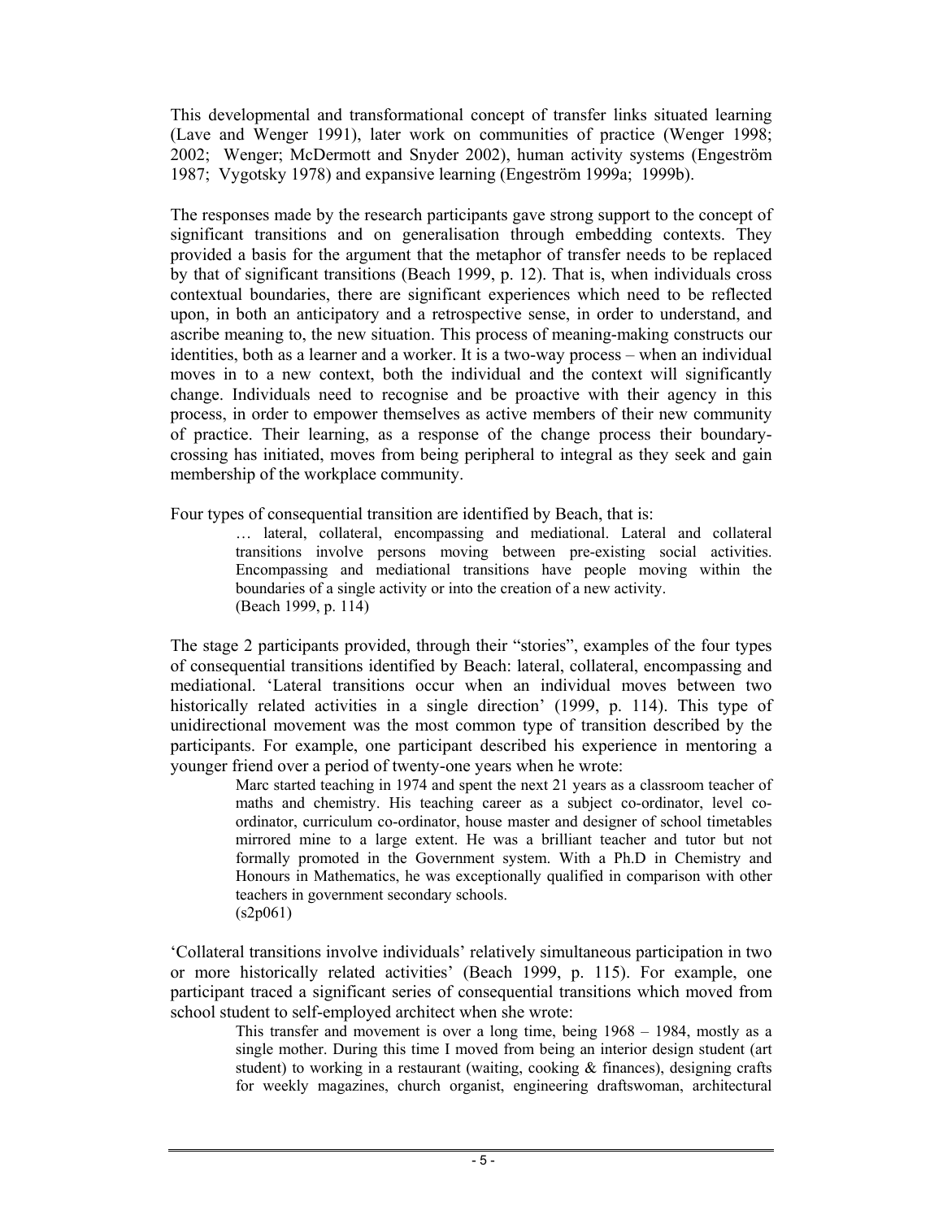This developmental and transformational concept of transfer links situated learning (Lave and Wenger 1991), later work on communities of practice (Wenger 1998; 2002; Wenger; McDermott and Snyder 2002), human activity systems (Engeström 1987; Vygotsky 1978) and expansive learning (Engeström 1999a; 1999b).

The responses made by the research participants gave strong support to the concept of significant transitions and on generalisation through embedding contexts. They provided a basis for the argument that the metaphor of transfer needs to be replaced by that of significant transitions (Beach 1999, p. 12). That is, when individuals cross contextual boundaries, there are significant experiences which need to be reflected upon, in both an anticipatory and a retrospective sense, in order to understand, and ascribe meaning to, the new situation. This process of meaning-making constructs our identities, both as a learner and a worker. It is a two-way process – when an individual moves in to a new context, both the individual and the context will significantly change. Individuals need to recognise and be proactive with their agency in this process, in order to empower themselves as active members of their new community of practice. Their learning, as a response of the change process their boundary-crossing has initiated, moves from being peripheral to integral as they seek and gain membership of the workplace community.

Four types of consequential transition are identified by Beach, that is:

> … lateral, collateral, encompassing and mediational. Lateral and collateral transitions involve persons moving between pre-existing social activities. Encompassing and mediational transitions have people moving within the boundaries of a single activity or into the creation of a new activity.
> (Beach 1999, p. 114)

The stage 2 participants provided, through their "stories", examples of the four types of consequential transitions identified by Beach: lateral, collateral, encompassing and mediational. 'Lateral transitions occur when an individual moves between two historically related activities in a single direction' (1999, p. 114). This type of unidirectional movement was the most common type of transition described by the participants. For example, one participant described his experience in mentoring a younger friend over a period of twenty-one years when he wrote:

> Marc started teaching in 1974 and spent the next 21 years as a classroom teacher of maths and chemistry. His teaching career as a subject co-ordinator, level co-ordinator, curriculum co-ordinator, house master and designer of school timetables mirrored mine to a large extent. He was a brilliant teacher and tutor but not formally promoted in the Government system. With a Ph.D in Chemistry and Honours in Mathematics, he was exceptionally qualified in comparison with other teachers in government secondary schools.
> (s2p061)

'Collateral transitions involve individuals' relatively simultaneous participation in two or more historically related activities' (Beach 1999, p. 115). For example, one participant traced a significant series of consequential transitions which moved from school student to self-employed architect when she wrote:

> This transfer and movement is over a long time, being 1968 – 1984, mostly as a single mother. During this time I moved from being an interior design student (art student) to working in a restaurant (waiting, cooking & finances), designing crafts for weekly magazines, church organist, engineering draftswoman, architectural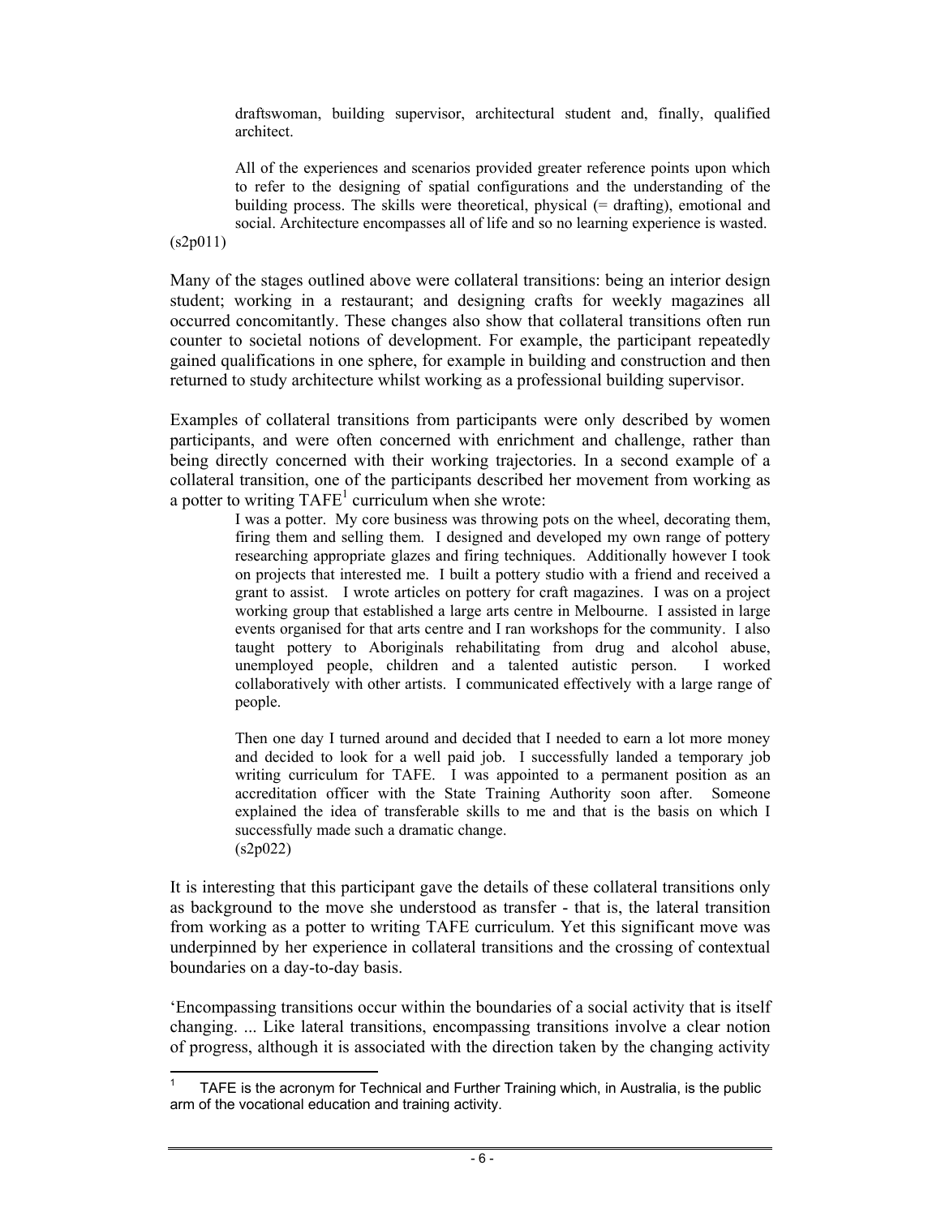> draftswoman, building supervisor, architectural student and, finally, qualified architect.
>
> All of the experiences and scenarios provided greater reference points upon which to refer to the designing of spatial configurations and the understanding of the building process. The skills were theoretical, physical (= drafting), emotional and social. Architecture encompasses all of life and so no learning experience is wasted.

(s2p011)

Many of the stages outlined above were collateral transitions: being an interior design student; working in a restaurant; and designing crafts for weekly magazines all occurred concomitantly. These changes also show that collateral transitions often run counter to societal notions of development. For example, the participant repeatedly gained qualifications in one sphere, for example in building and construction and then returned to study architecture whilst working as a professional building supervisor.

Examples of collateral transitions from participants were only described by women participants, and were often concerned with enrichment and challenge, rather than being directly concerned with their working trajectories. In a second example of a collateral transition, one of the participants described her movement from working as a potter to writing TAFE[1] curriculum when she wrote:

> I was a potter. My core business was throwing pots on the wheel, decorating them, firing them and selling them. I designed and developed my own range of pottery researching appropriate glazes and firing techniques. Additionally however I took on projects that interested me. I built a pottery studio with a friend and received a grant to assist. I wrote articles on pottery for craft magazines. I was on a project working group that established a large arts centre in Melbourne. I assisted in large events organised for that arts centre and I ran workshops for the community. I also taught pottery to Aboriginals rehabilitating from drug and alcohol abuse, unemployed people, children and a talented autistic person. I worked collaboratively with other artists. I communicated effectively with a large range of people.
>
> Then one day I turned around and decided that I needed to earn a lot more money and decided to look for a well paid job. I successfully landed a temporary job writing curriculum for TAFE. I was appointed to a permanent position as an accreditation officer with the State Training Authority soon after. Someone explained the idea of transferable skills to me and that is the basis on which I successfully made such a dramatic change.
> (s2p022)

It is interesting that this participant gave the details of these collateral transitions only as background to the move she understood as transfer - that is, the lateral transition from working as a potter to writing TAFE curriculum. Yet this significant move was underpinned by her experience in collateral transitions and the crossing of contextual boundaries on a day-to-day basis.

'Encompassing transitions occur within the boundaries of a social activity that is itself changing. ... Like lateral transitions, encompassing transitions involve a clear notion of progress, although it is associated with the direction taken by the changing activity

[1] TAFE is the acronym for Technical and Further Training which, in Australia, is the public arm of the vocational education and training activity.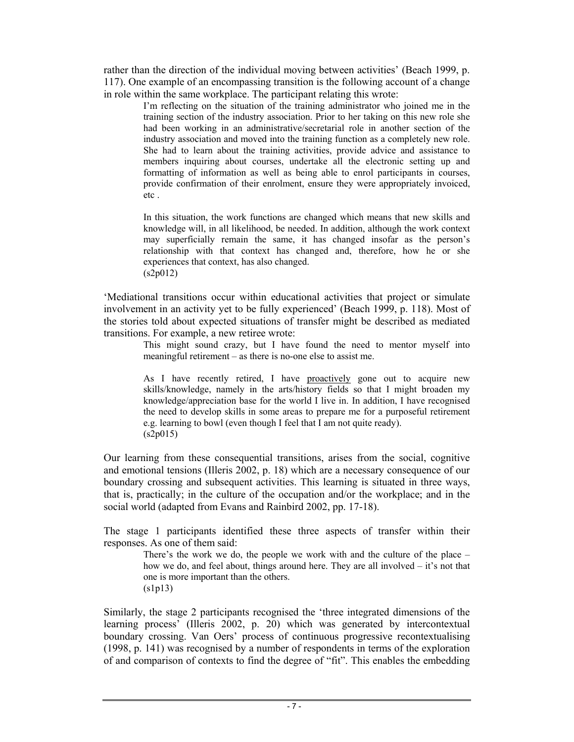rather than the direction of the individual moving between activities' (Beach 1999, p. 117). One example of an encompassing transition is the following account of a change in role within the same workplace. The participant relating this wrote:

> I'm reflecting on the situation of the training administrator who joined me in the training section of the industry association. Prior to her taking on this new role she had been working in an administrative/secretarial role in another section of the industry association and moved into the training function as a completely new role. She had to learn about the training activities, provide advice and assistance to members inquiring about courses, undertake all the electronic setting up and formatting of information as well as being able to enrol participants in courses, provide confirmation of their enrolment, ensure they were appropriately invoiced, etc .
>
> In this situation, the work functions are changed which means that new skills and knowledge will, in all likelihood, be needed. In addition, although the work context may superficially remain the same, it has changed insofar as the person's relationship with that context has changed and, therefore, how he or she experiences that context, has also changed.
> (s2p012)

'Mediational transitions occur within educational activities that project or simulate involvement in an activity yet to be fully experienced' (Beach 1999, p. 118). Most of the stories told about expected situations of transfer might be described as mediated transitions. For example, a new retiree wrote:

> This might sound crazy, but I have found the need to mentor myself into meaningful retirement – as there is no-one else to assist me.
>
> As I have recently retired, I have <u>proactively</u> gone out to acquire new skills/knowledge, namely in the arts/history fields so that I might broaden my knowledge/appreciation base for the world I live in. In addition, I have recognised the need to develop skills in some areas to prepare me for a purposeful retirement e.g. learning to bowl (even though I feel that I am not quite ready).
> (s2p015)

Our learning from these consequential transitions, arises from the social, cognitive and emotional tensions (Illeris 2002, p. 18) which are a necessary consequence of our boundary crossing and subsequent activities. This learning is situated in three ways, that is, practically; in the culture of the occupation and/or the workplace; and in the social world (adapted from Evans and Rainbird 2002, pp. 17-18).

The stage 1 participants identified these three aspects of transfer within their responses. As one of them said:

> There's the work we do, the people we work with and the culture of the place – how we do, and feel about, things around here. They are all involved – it's not that one is more important than the others.
> (s1p13)

Similarly, the stage 2 participants recognised the 'three integrated dimensions of the learning process' (Illeris 2002, p. 20) which was generated by intercontextual boundary crossing. Van Oers' process of continuous progressive recontextualising (1998, p. 141) was recognised by a number of respondents in terms of the exploration of and comparison of contexts to find the degree of "fit". This enables the embedding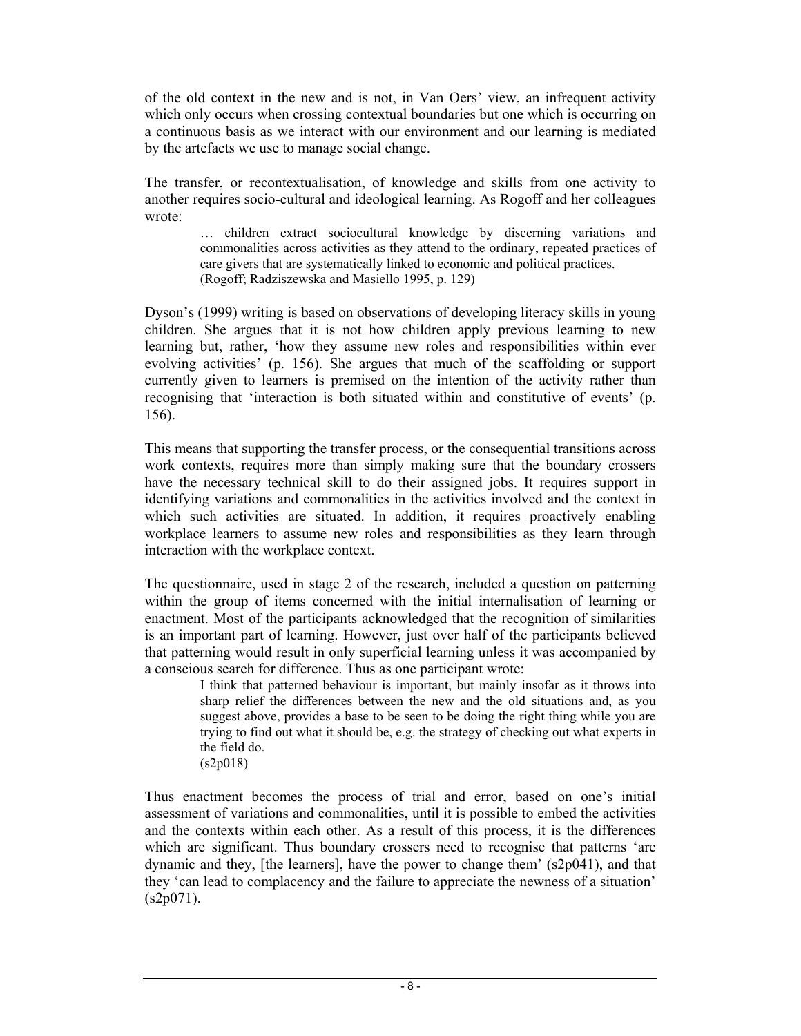of the old context in the new and is not, in Van Oers' view, an infrequent activity which only occurs when crossing contextual boundaries but one which is occurring on a continuous basis as we interact with our environment and our learning is mediated by the artefacts we use to manage social change.

The transfer, or recontextualisation, of knowledge and skills from one activity to another requires socio-cultural and ideological learning. As Rogoff and her colleagues wrote:

> … children extract sociocultural knowledge by discerning variations and commonalities across activities as they attend to the ordinary, repeated practices of care givers that are systematically linked to economic and political practices.
> (Rogoff; Radziszewska and Masiello 1995, p. 129)

Dyson's (1999) writing is based on observations of developing literacy skills in young children. She argues that it is not how children apply previous learning to new learning but, rather, 'how they assume new roles and responsibilities within ever evolving activities' (p. 156). She argues that much of the scaffolding or support currently given to learners is premised on the intention of the activity rather than recognising that 'interaction is both situated within and constitutive of events' (p. 156).

This means that supporting the transfer process, or the consequential transitions across work contexts, requires more than simply making sure that the boundary crossers have the necessary technical skill to do their assigned jobs. It requires support in identifying variations and commonalities in the activities involved and the context in which such activities are situated. In addition, it requires proactively enabling workplace learners to assume new roles and responsibilities as they learn through interaction with the workplace context.

The questionnaire, used in stage 2 of the research, included a question on patterning within the group of items concerned with the initial internalisation of learning or enactment. Most of the participants acknowledged that the recognition of similarities is an important part of learning. However, just over half of the participants believed that patterning would result in only superficial learning unless it was accompanied by a conscious search for difference. Thus as one participant wrote:

> I think that patterned behaviour is important, but mainly insofar as it throws into sharp relief the differences between the new and the old situations and, as you suggest above, provides a base to be seen to be doing the right thing while you are trying to find out what it should be, e.g. the strategy of checking out what experts in the field do.
> (s2p018)

Thus enactment becomes the process of trial and error, based on one's initial assessment of variations and commonalities, until it is possible to embed the activities and the contexts within each other. As a result of this process, it is the differences which are significant. Thus boundary crossers need to recognise that patterns 'are dynamic and they, [the learners], have the power to change them' (s2p041), and that they 'can lead to complacency and the failure to appreciate the newness of a situation' (s2p071).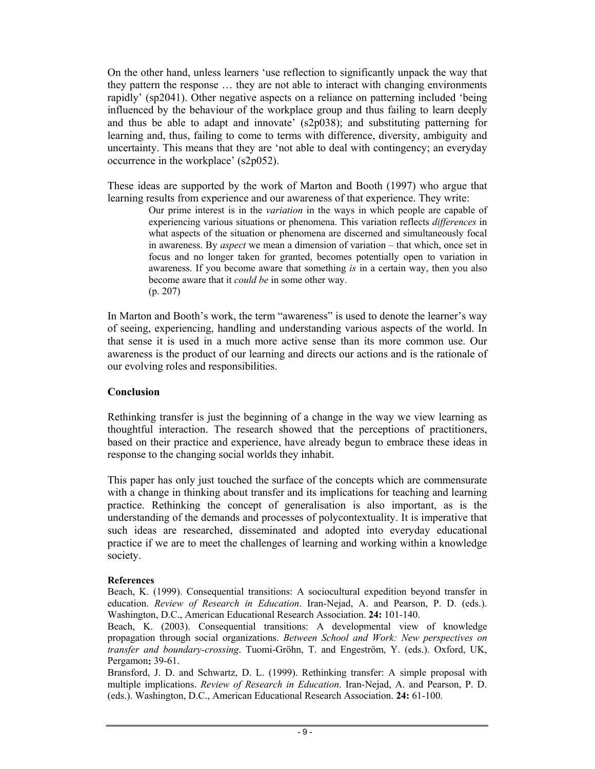On the other hand, unless learners 'use reflection to significantly unpack the way that they pattern the response … they are not able to interact with changing environments rapidly' (sp2041). Other negative aspects on a reliance on patterning included 'being influenced by the behaviour of the workplace group and thus failing to learn deeply and thus be able to adapt and innovate' (s2p038); and substituting patterning for learning and, thus, failing to come to terms with difference, diversity, ambiguity and uncertainty. This means that they are 'not able to deal with contingency; an everyday occurrence in the workplace' (s2p052).

These ideas are supported by the work of Marton and Booth (1997) who argue that learning results from experience and our awareness of that experience. They write:

> Our prime interest is in the *variation* in the ways in which people are capable of experiencing various situations or phenomena. This variation reflects *differences* in what aspects of the situation or phenomena are discerned and simultaneously focal in awareness. By *aspect* we mean a dimension of variation – that which, once set in focus and no longer taken for granted, becomes potentially open to variation in awareness. If you become aware that something *is* in a certain way, then you also become aware that it *could be* in some other way.
> (p. 207)

In Marton and Booth's work, the term "awareness" is used to denote the learner's way of seeing, experiencing, handling and understanding various aspects of the world. In that sense it is used in a much more active sense than its more common use. Our awareness is the product of our learning and directs our actions and is the rationale of our evolving roles and responsibilities.

## Conclusion

Rethinking transfer is just the beginning of a change in the way we view learning as thoughtful interaction. The research showed that the perceptions of practitioners, based on their practice and experience, have already begun to embrace these ideas in response to the changing social worlds they inhabit.

This paper has only just touched the surface of the concepts which are commensurate with a change in thinking about transfer and its implications for teaching and learning practice. Rethinking the concept of generalisation is also important, as is the understanding of the demands and processes of polycontextuality. It is imperative that such ideas are researched, disseminated and adopted into everyday educational practice if we are to meet the challenges of learning and working within a knowledge society.

### References

Beach, K. (1999). Consequential transitions: A sociocultural expedition beyond transfer in education. *Review of Research in Education*. Iran-Nejad, A. and Pearson, P. D. (eds.). Washington, D.C., American Educational Research Association. **24:** 101-140.

Beach, K. (2003). Consequential transitions: A developmental view of knowledge propagation through social organizations. *Between School and Work: New perspectives on transfer and boundary-crossing*. Tuomi-Gröhn, T. and Engeström, Y. (eds.). Oxford, UK, Pergamon**:** 39-61.

Bransford, J. D. and Schwartz, D. L. (1999). Rethinking transfer: A simple proposal with multiple implications. *Review of Research in Education*. Iran-Nejad, A. and Pearson, P. D. (eds.). Washington, D.C., American Educational Research Association. **24:** 61-100.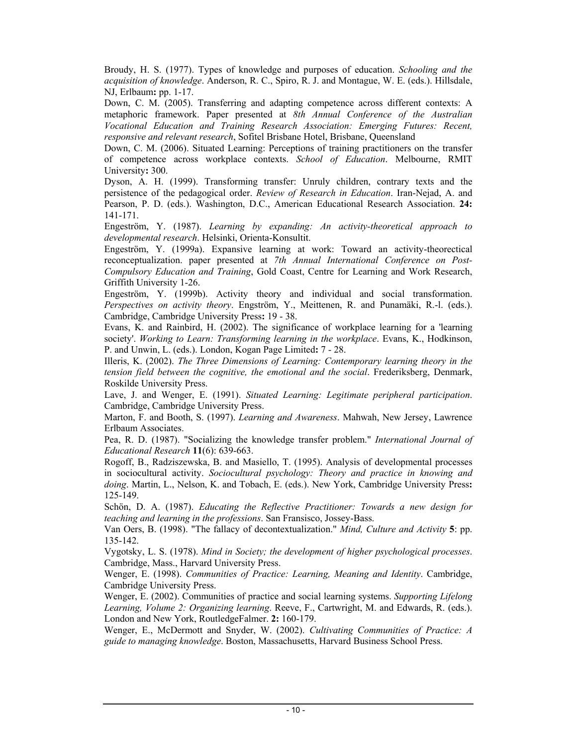Broudy, H. S. (1977). Types of knowledge and purposes of education. *Schooling and the acquisition of knowledge*. Anderson, R. C., Spiro, R. J. and Montague, W. E. (eds.). Hillsdale, NJ, Erlbaum**:** pp. 1-17.

Down, C. M. (2005). Transferring and adapting competence across different contexts: A metaphoric framework. Paper presented at *8th Annual Conference of the Australian Vocational Education and Training Research Association: Emerging Futures: Recent, responsive and relevant research*, Sofitel Brisbane Hotel, Brisbane, Queensland

Down, C. M. (2006). Situated Learning: Perceptions of training practitioners on the transfer of competence across workplace contexts. *School of Education*. Melbourne, RMIT University**:** 300.

Dyson, A. H. (1999). Transforming transfer: Unruly children, contrary texts and the persistence of the pedagogical order. *Review of Research in Education*. Iran-Nejad, A. and Pearson, P. D. (eds.). Washington, D.C., American Educational Research Association. **24:** 141-171.

Engeström, Y. (1987). *Learning by expanding: An activity-theoretical approach to developmental research*. Helsinki, Orienta-Konsultit.

Engeström, Y. (1999a). Expansive learning at work: Toward an activity-theorectical reconceptualization. paper presented at *7th Annual International Conference on Post-Compulsory Education and Training*, Gold Coast, Centre for Learning and Work Research, Griffith University 1-26.

Engeström, Y. (1999b). Activity theory and individual and social transformation. *Perspectives on activity theory*. Engström, Y., Meittenen, R. and Punamäki, R.-l. (eds.). Cambridge, Cambridge University Press**:** 19 - 38.

Evans, K. and Rainbird, H. (2002). The significance of workplace learning for a 'learning society'. *Working to Learn: Transforming learning in the workplace*. Evans, K., Hodkinson, P. and Unwin, L. (eds.). London, Kogan Page Limited**:** 7 - 28.

Illeris, K. (2002). *The Three Dimensions of Learning: Contemporary learning theory in the tension field between the cognitive, the emotional and the social*. Frederiksberg, Denmark, Roskilde University Press.

Lave, J. and Wenger, E. (1991). *Situated Learning: Legitimate peripheral participation*. Cambridge, Cambridge University Press.

Marton, F. and Booth, S. (1997). *Learning and Awareness*. Mahwah, New Jersey, Lawrence Erlbaum Associates.

Pea, R. D. (1987). "Socializing the knowledge transfer problem." *International Journal of Educational Research* **11**(6): 639-663.

Rogoff, B., Radziszewska, B. and Masiello, T. (1995). Analysis of developmental processes in sociocultural activity. *Sociocultural psychology: Theory and practice in knowing and doing*. Martin, L., Nelson, K. and Tobach, E. (eds.). New York, Cambridge University Press**:** 125-149.

Schön, D. A. (1987). *Educating the Reflective Practitioner: Towards a new design for teaching and learning in the professions*. San Fransisco, Jossey-Bass.

Van Oers, B. (1998). "The fallacy of decontextualization." *Mind, Culture and Activity* **5**: pp. 135-142.

Vygotsky, L. S. (1978). *Mind in Society; the development of higher psychological processes*. Cambridge, Mass., Harvard University Press.

Wenger, E. (1998). *Communities of Practice: Learning, Meaning and Identity*. Cambridge, Cambridge University Press.

Wenger, E. (2002). Communities of practice and social learning systems. *Supporting Lifelong Learning, Volume 2: Organizing learning*. Reeve, F., Cartwright, M. and Edwards, R. (eds.). London and New York, RoutledgeFalmer. **2:** 160-179.

Wenger, E., McDermott and Snyder, W. (2002). *Cultivating Communities of Practice: A guide to managing knowledge*. Boston, Massachusetts, Harvard Business School Press.